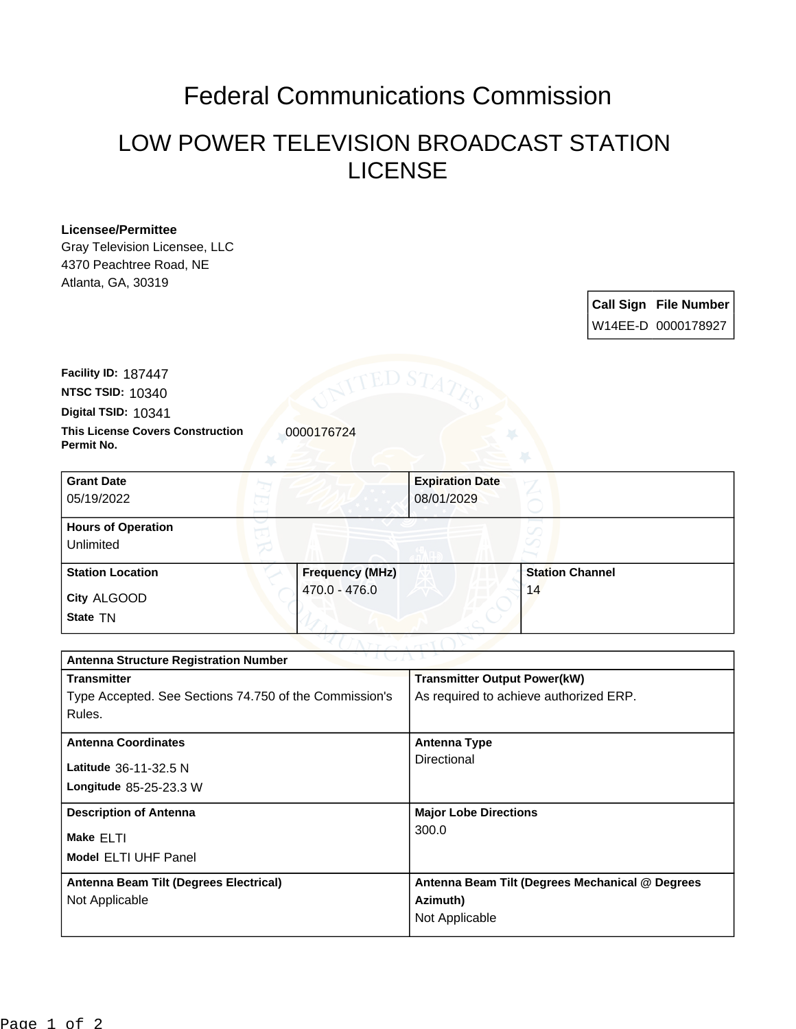# Federal Communications Commission

## LOW POWER TELEVISION BROADCAST STATION LICENSE

**Licensee/Permittee**
Gray Television Licensee, LLC
4370 Peachtree Road, NE
Atlanta, GA, 30319

| Call Sign | File Number |
|---|---|
| W14EE-D | 0000178927 |

**Facility ID:** 187447
**NTSC TSID:** 10340
**Digital TSID:** 10341
**This License Covers Construction Permit No.** 0000176724

| Grant Date | Expiration Date | |
|---|---|---|
| 05/19/2022 | 08/01/2029 | |
| **Hours of Operation** | | |
| Unlimited | | |
| **Station Location** | **Frequency (MHz)** | **Station Channel** |
| City ALGOOD<br>State TN | 470.0 - 476.0 | 14 |

| Antenna Structure Registration Number | |
|---|---|
| **Transmitter** | **Transmitter Output Power(kW)** |
| Type Accepted. See Sections 74.750 of the Commission's Rules. | As required to achieve authorized ERP. |
| **Antenna Coordinates** | **Antenna Type** |
| Latitude 36-11-32.5 N<br>Longitude 85-25-23.3 W | Directional |
| **Description of Antenna** | **Major Lobe Directions** |
| Make ELTI<br>Model ELTI UHF Panel | 300.0 |
| **Antenna Beam Tilt (Degrees Electrical)** | **Antenna Beam Tilt (Degrees Mechanical @ Degrees Azimuth)** |
| Not Applicable | Not Applicable |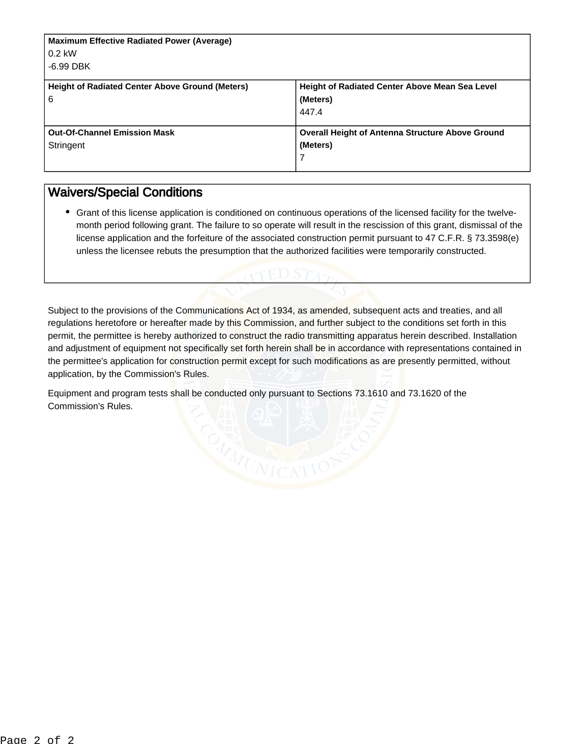| | |
|---|---|
| **Maximum Effective Radiated Power (Average)**<br>0.2 kW<br>-6.99 DBK | |
| **Height of Radiated Center Above Ground (Meters)**<br>6 | **Height of Radiated Center Above Mean Sea Level (Meters)**<br>447.4 |
| **Out-Of-Channel Emission Mask**<br>Stringent | **Overall Height of Antenna Structure Above Ground (Meters)**<br>7 |

## Waivers/Special Conditions

- Grant of this license application is conditioned on continuous operations of the licensed facility for the twelve-month period following grant. The failure to so operate will result in the rescission of this grant, dismissal of the license application and the forfeiture of the associated construction permit pursuant to 47 C.F.R. § 73.3598(e) unless the licensee rebuts the presumption that the authorized facilities were temporarily constructed.

Subject to the provisions of the Communications Act of 1934, as amended, subsequent acts and treaties, and all regulations heretofore or hereafter made by this Commission, and further subject to the conditions set forth in this permit, the permittee is hereby authorized to construct the radio transmitting apparatus herein described. Installation and adjustment of equipment not specifically set forth herein shall be in accordance with representations contained in the permittee's application for construction permit except for such modifications as are presently permitted, without application, by the Commission's Rules.

Equipment and program tests shall be conducted only pursuant to Sections 73.1610 and 73.1620 of the Commission's Rules.